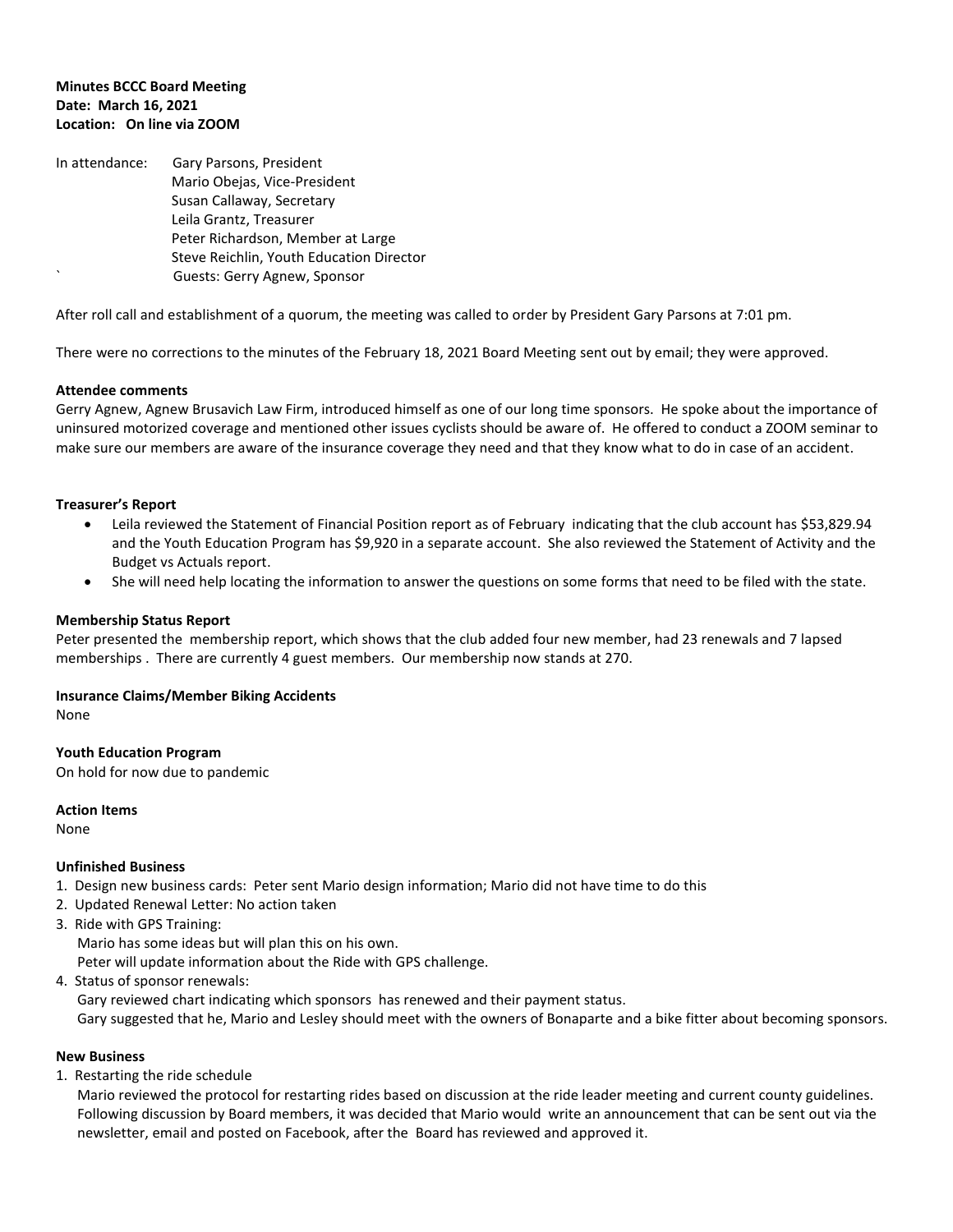**Minutes BCCC Board Meeting**
**Date: March 16, 2021**
**Location: On line via ZOOM**

In attendance: Gary Parsons, President
Mario Obejas, Vice-President
Susan Callaway, Secretary
Leila Grantz, Treasurer
Peter Richardson, Member at Large
Steve Reichlin, Youth Education Director
` Guests: Gerry Agnew, Sponsor

After roll call and establishment of a quorum, the meeting was called to order by President Gary Parsons at 7:01 pm.

There were no corrections to the minutes of the February 18, 2021 Board Meeting sent out by email; they were approved.

**Attendee comments**
Gerry Agnew, Agnew Brusavich Law Firm, introduced himself as one of our long time sponsors. He spoke about the importance of uninsured motorized coverage and mentioned other issues cyclists should be aware of. He offered to conduct a ZOOM seminar to make sure our members are aware of the insurance coverage they need and that they know what to do in case of an accident.

**Treasurer's Report**
- Leila reviewed the Statement of Financial Position report as of February indicating that the club account has $53,829.94 and the Youth Education Program has $9,920 in a separate account. She also reviewed the Statement of Activity and the Budget vs Actuals report.
- She will need help locating the information to answer the questions on some forms that need to be filed with the state.

**Membership Status Report**
Peter presented the membership report, which shows that the club added four new member, had 23 renewals and 7 lapsed memberships . There are currently 4 guest members. Our membership now stands at 270.

**Insurance Claims/Member Biking Accidents**
None

**Youth Education Program**
On hold for now due to pandemic

**Action Items**
None

**Unfinished Business**
1. Design new business cards: Peter sent Mario design information; Mario did not have time to do this
2. Updated Renewal Letter: No action taken
3. Ride with GPS Training:
   Mario has some ideas but will plan this on his own.
   Peter will update information about the Ride with GPS challenge.
4. Status of sponsor renewals:
   Gary reviewed chart indicating which sponsors has renewed and their payment status.
   Gary suggested that he, Mario and Lesley should meet with the owners of Bonaparte and a bike fitter about becoming sponsors.

**New Business**
1. Restarting the ride schedule
   Mario reviewed the protocol for restarting rides based on discussion at the ride leader meeting and current county guidelines. Following discussion by Board members, it was decided that Mario would write an announcement that can be sent out via the newsletter, email and posted on Facebook, after the Board has reviewed and approved it.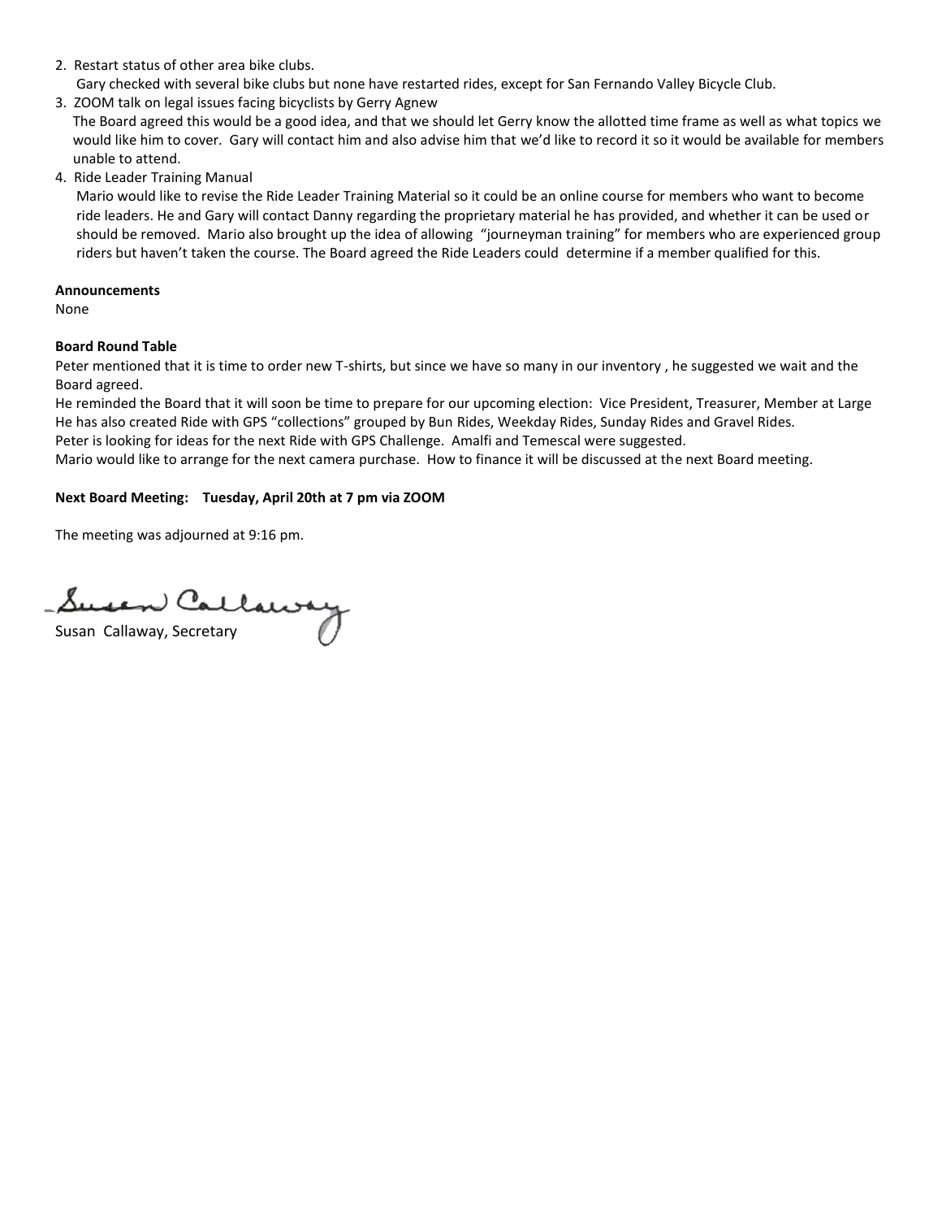2. Restart status of other area bike clubs.
   Gary checked with several bike clubs but none have restarted rides, except for San Fernando Valley Bicycle Club.
3. ZOOM talk on legal issues facing bicyclists by Gerry Agnew
   The Board agreed this would be a good idea, and that we should let Gerry know the allotted time frame as well as what topics we would like him to cover. Gary will contact him and also advise him that we'd like to record it so it would be available for members unable to attend.
4. Ride Leader Training Manual
   Mario would like to revise the Ride Leader Training Material so it could be an online course for members who want to become ride leaders. He and Gary will contact Danny regarding the proprietary material he has provided, and whether it can be used or should be removed. Mario also brought up the idea of allowing "journeyman training" for members who are experienced group riders but haven't taken the course. The Board agreed the Ride Leaders could determine if a member qualified for this.

**Announcements**
None

**Board Round Table**
Peter mentioned that it is time to order new T-shirts, but since we have so many in our inventory , he suggested we wait and the Board agreed.
He reminded the Board that it will soon be time to prepare for our upcoming election: Vice President, Treasurer, Member at Large
He has also created Ride with GPS "collections" grouped by Bun Rides, Weekday Rides, Sunday Rides and Gravel Rides.
Peter is looking for ideas for the next Ride with GPS Challenge. Amalfi and Temescal were suggested.
Mario would like to arrange for the next camera purchase. How to finance it will be discussed at the next Board meeting.

**Next Board Meeting: Tuesday, April 20th at 7 pm via ZOOM**

The meeting was adjourned at 9:16 pm.

Susan Callaway

Susan Callaway, Secretary